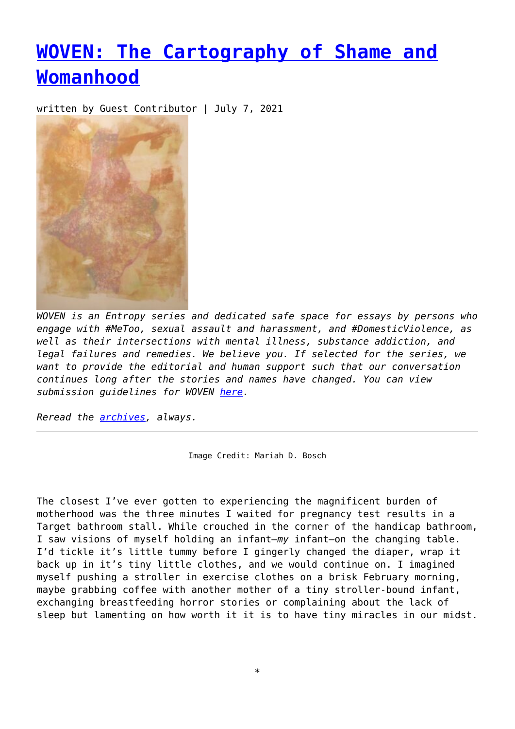# [WOVEN: The Cartography of Shame and Womanhood]

written by Guest Contributor | July 7, 2021

*WOVEN is an Entropy series and dedicated safe space for essays by persons who engage with #MeToo, sexual assault and harassment, and #DomesticViolence, as well as their intersections with mental illness, substance addiction, and legal failures and remedies. We believe you. If selected for the series, we want to provide the editorial and human support such that our conversation continues long after the stories and names have changed. You can view submission guidelines for WOVEN [here].*

*Reread the [archives], always.*

---

Image Credit: Mariah D. Bosch

The closest I've ever gotten to experiencing the magnificent burden of motherhood was the three minutes I waited for pregnancy test results in a Target bathroom stall. While crouched in the corner of the handicap bathroom, I saw visions of myself holding an infant—*my* infant—on the changing table. I'd tickle it's little tummy before I gingerly changed the diaper, wrap it back up in it's tiny little clothes, and we would continue on. I imagined myself pushing a stroller in exercise clothes on a brisk February morning, maybe grabbing coffee with another mother of a tiny stroller-bound infant, exchanging breastfeeding horror stories or complaining about the lack of sleep but lamenting on how worth it it is to have tiny miracles in our midst.

*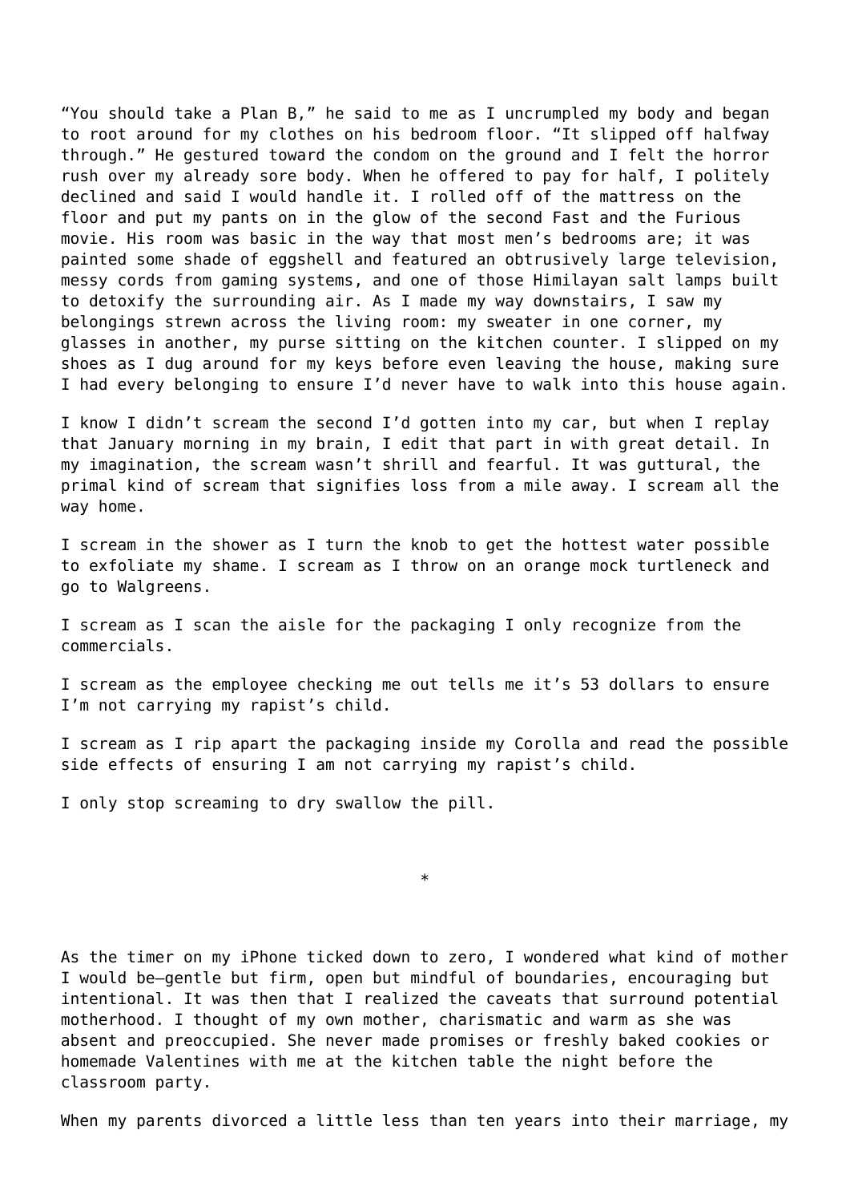"You should take a Plan B," he said to me as I uncrumpled my body and began to root around for my clothes on his bedroom floor. "It slipped off halfway through." He gestured toward the condom on the ground and I felt the horror rush over my already sore body. When he offered to pay for half, I politely declined and said I would handle it. I rolled off of the mattress on the floor and put my pants on in the glow of the second Fast and the Furious movie. His room was basic in the way that most men's bedrooms are; it was painted some shade of eggshell and featured an obtrusively large television, messy cords from gaming systems, and one of those Himilayan salt lamps built to detoxify the surrounding air. As I made my way downstairs, I saw my belongings strewn across the living room: my sweater in one corner, my glasses in another, my purse sitting on the kitchen counter. I slipped on my shoes as I dug around for my keys before even leaving the house, making sure I had every belonging to ensure I'd never have to walk into this house again.

I know I didn't scream the second I'd gotten into my car, but when I replay that January morning in my brain, I edit that part in with great detail. In my imagination, the scream wasn't shrill and fearful. It was guttural, the primal kind of scream that signifies loss from a mile away. I scream all the way home.

I scream in the shower as I turn the knob to get the hottest water possible to exfoliate my shame. I scream as I throw on an orange mock turtleneck and go to Walgreens.

I scream as I scan the aisle for the packaging I only recognize from the commercials.

I scream as the employee checking me out tells me it's 53 dollars to ensure I'm not carrying my rapist's child.

I scream as I rip apart the packaging inside my Corolla and read the possible side effects of ensuring I am not carrying my rapist's child.

I only stop screaming to dry swallow the pill.

*

As the timer on my iPhone ticked down to zero, I wondered what kind of mother I would be—gentle but firm, open but mindful of boundaries, encouraging but intentional. It was then that I realized the caveats that surround potential motherhood. I thought of my own mother, charismatic and warm as she was absent and preoccupied. She never made promises or freshly baked cookies or homemade Valentines with me at the kitchen table the night before the classroom party.

When my parents divorced a little less than ten years into their marriage, my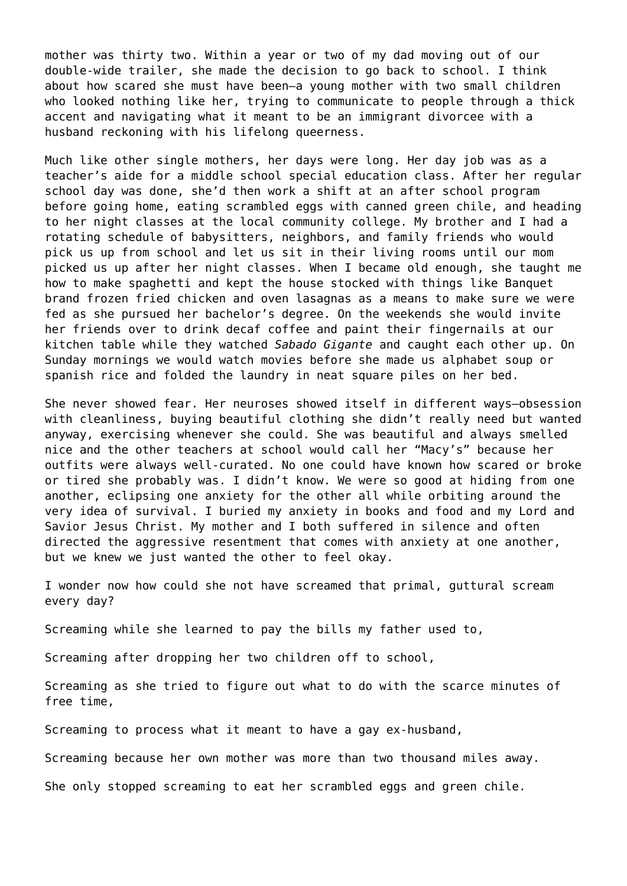mother was thirty two. Within a year or two of my dad moving out of our double-wide trailer, she made the decision to go back to school. I think about how scared she must have been—a young mother with two small children who looked nothing like her, trying to communicate to people through a thick accent and navigating what it meant to be an immigrant divorcee with a husband reckoning with his lifelong queerness.

Much like other single mothers, her days were long. Her day job was as a teacher's aide for a middle school special education class. After her regular school day was done, she'd then work a shift at an after school program before going home, eating scrambled eggs with canned green chile, and heading to her night classes at the local community college. My brother and I had a rotating schedule of babysitters, neighbors, and family friends who would pick us up from school and let us sit in their living rooms until our mom picked us up after her night classes. When I became old enough, she taught me how to make spaghetti and kept the house stocked with things like Banquet brand frozen fried chicken and oven lasagnas as a means to make sure we were fed as she pursued her bachelor's degree. On the weekends she would invite her friends over to drink decaf coffee and paint their fingernails at our kitchen table while they watched *Sabado Gigante* and caught each other up. On Sunday mornings we would watch movies before she made us alphabet soup or spanish rice and folded the laundry in neat square piles on her bed.

She never showed fear. Her neuroses showed itself in different ways—obsession with cleanliness, buying beautiful clothing she didn't really need but wanted anyway, exercising whenever she could. She was beautiful and always smelled nice and the other teachers at school would call her "Macy's" because her outfits were always well-curated. No one could have known how scared or broke or tired she probably was. I didn't know. We were so good at hiding from one another, eclipsing one anxiety for the other all while orbiting around the very idea of survival. I buried my anxiety in books and food and my Lord and Savior Jesus Christ. My mother and I both suffered in silence and often directed the aggressive resentment that comes with anxiety at one another, but we knew we just wanted the other to feel okay.

I wonder now how could she not have screamed that primal, guttural scream every day?

Screaming while she learned to pay the bills my father used to,

Screaming after dropping her two children off to school,

Screaming as she tried to figure out what to do with the scarce minutes of free time,

Screaming to process what it meant to have a gay ex-husband,

Screaming because her own mother was more than two thousand miles away.

She only stopped screaming to eat her scrambled eggs and green chile.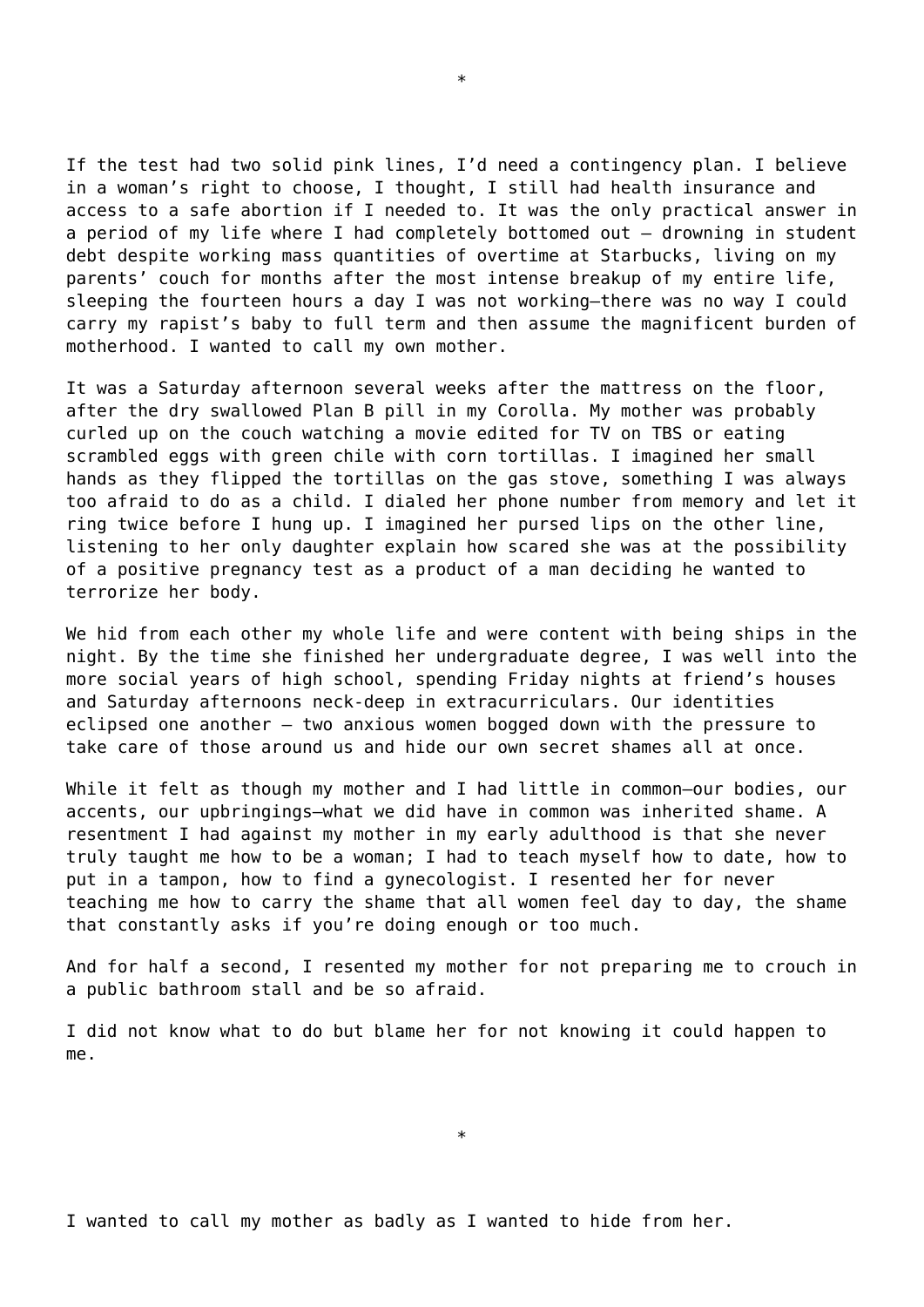*

If the test had two solid pink lines, I'd need a contingency plan. I believe in a woman's right to choose, I thought, I still had health insurance and access to a safe abortion if I needed to. It was the only practical answer in a period of my life where I had completely bottomed out – drowning in student debt despite working mass quantities of overtime at Starbucks, living on my parents' couch for months after the most intense breakup of my entire life, sleeping the fourteen hours a day I was not working—there was no way I could carry my rapist's baby to full term and then assume the magnificent burden of motherhood. I wanted to call my own mother.

It was a Saturday afternoon several weeks after the mattress on the floor, after the dry swallowed Plan B pill in my Corolla. My mother was probably curled up on the couch watching a movie edited for TV on TBS or eating scrambled eggs with green chile with corn tortillas. I imagined her small hands as they flipped the tortillas on the gas stove, something I was always too afraid to do as a child. I dialed her phone number from memory and let it ring twice before I hung up. I imagined her pursed lips on the other line, listening to her only daughter explain how scared she was at the possibility of a positive pregnancy test as a product of a man deciding he wanted to terrorize her body.

We hid from each other my whole life and were content with being ships in the night. By the time she finished her undergraduate degree, I was well into the more social years of high school, spending Friday nights at friend's houses and Saturday afternoons neck-deep in extracurriculars. Our identities eclipsed one another – two anxious women bogged down with the pressure to take care of those around us and hide our own secret shames all at once.

While it felt as though my mother and I had little in common—our bodies, our accents, our upbringings—what we did have in common was inherited shame. A resentment I had against my mother in my early adulthood is that she never truly taught me how to be a woman; I had to teach myself how to date, how to put in a tampon, how to find a gynecologist. I resented her for never teaching me how to carry the shame that all women feel day to day, the shame that constantly asks if you're doing enough or too much.

And for half a second, I resented my mother for not preparing me to crouch in a public bathroom stall and be so afraid.

I did not know what to do but blame her for not knowing it could happen to me.

*

I wanted to call my mother as badly as I wanted to hide from her.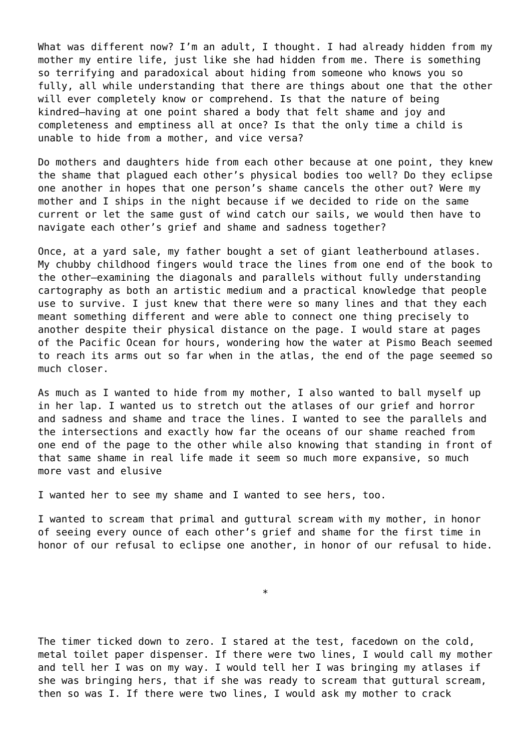What was different now? I'm an adult, I thought. I had already hidden from my mother my entire life, just like she had hidden from me. There is something so terrifying and paradoxical about hiding from someone who knows you so fully, all while understanding that there are things about one that the other will ever completely know or comprehend. Is that the nature of being kindred—having at one point shared a body that felt shame and joy and completeness and emptiness all at once? Is that the only time a child is unable to hide from a mother, and vice versa?

Do mothers and daughters hide from each other because at one point, they knew the shame that plagued each other's physical bodies too well? Do they eclipse one another in hopes that one person's shame cancels the other out? Were my mother and I ships in the night because if we decided to ride on the same current or let the same gust of wind catch our sails, we would then have to navigate each other's grief and shame and sadness together?

Once, at a yard sale, my father bought a set of giant leatherbound atlases. My chubby childhood fingers would trace the lines from one end of the book to the other—examining the diagonals and parallels without fully understanding cartography as both an artistic medium and a practical knowledge that people use to survive. I just knew that there were so many lines and that they each meant something different and were able to connect one thing precisely to another despite their physical distance on the page. I would stare at pages of the Pacific Ocean for hours, wondering how the water at Pismo Beach seemed to reach its arms out so far when in the atlas, the end of the page seemed so much closer.

As much as I wanted to hide from my mother, I also wanted to ball myself up in her lap. I wanted us to stretch out the atlases of our grief and horror and sadness and shame and trace the lines. I wanted to see the parallels and the intersections and exactly how far the oceans of our shame reached from one end of the page to the other while also knowing that standing in front of that same shame in real life made it seem so much more expansive, so much more vast and elusive

I wanted her to see my shame and I wanted to see hers, too.

I wanted to scream that primal and guttural scream with my mother, in honor of seeing every ounce of each other's grief and shame for the first time in honor of our refusal to eclipse one another, in honor of our refusal to hide.

*

The timer ticked down to zero. I stared at the test, facedown on the cold, metal toilet paper dispenser. If there were two lines, I would call my mother and tell her I was on my way. I would tell her I was bringing my atlases if she was bringing hers, that if she was ready to scream that guttural scream, then so was I. If there were two lines, I would ask my mother to crack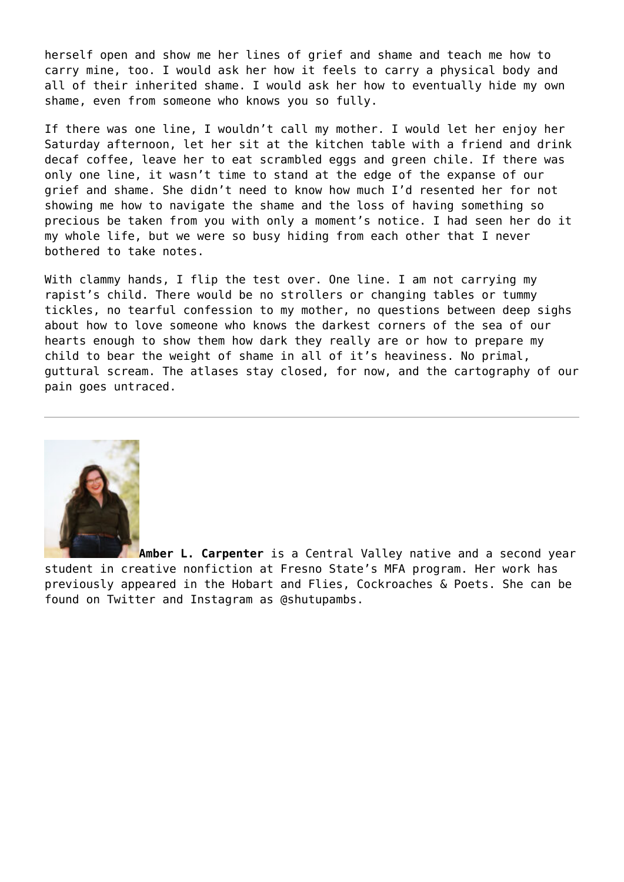herself open and show me her lines of grief and shame and teach me how to carry mine, too. I would ask her how it feels to carry a physical body and all of their inherited shame. I would ask her how to eventually hide my own shame, even from someone who knows you so fully.

If there was one line, I wouldn't call my mother. I would let her enjoy her Saturday afternoon, let her sit at the kitchen table with a friend and drink decaf coffee, leave her to eat scrambled eggs and green chile. If there was only one line, it wasn't time to stand at the edge of the expanse of our grief and shame. She didn't need to know how much I'd resented her for not showing me how to navigate the shame and the loss of having something so precious be taken from you with only a moment's notice. I had seen her do it my whole life, but we were so busy hiding from each other that I never bothered to take notes.

With clammy hands, I flip the test over. One line. I am not carrying my rapist's child. There would be no strollers or changing tables or tummy tickles, no tearful confession to my mother, no questions between deep sighs about how to love someone who knows the darkest corners of the sea of our hearts enough to show them how dark they really are or how to prepare my child to bear the weight of shame in all of it's heaviness. No primal, guttural scream. The atlases stay closed, for now, and the cartography of our pain goes untraced.

---

**Amber L. Carpenter** is a Central Valley native and a second year student in creative nonfiction at Fresno State's MFA program. Her work has previously appeared in the Hobart and Flies, Cockroaches & Poets. She can be found on Twitter and Instagram as @shutupambs.